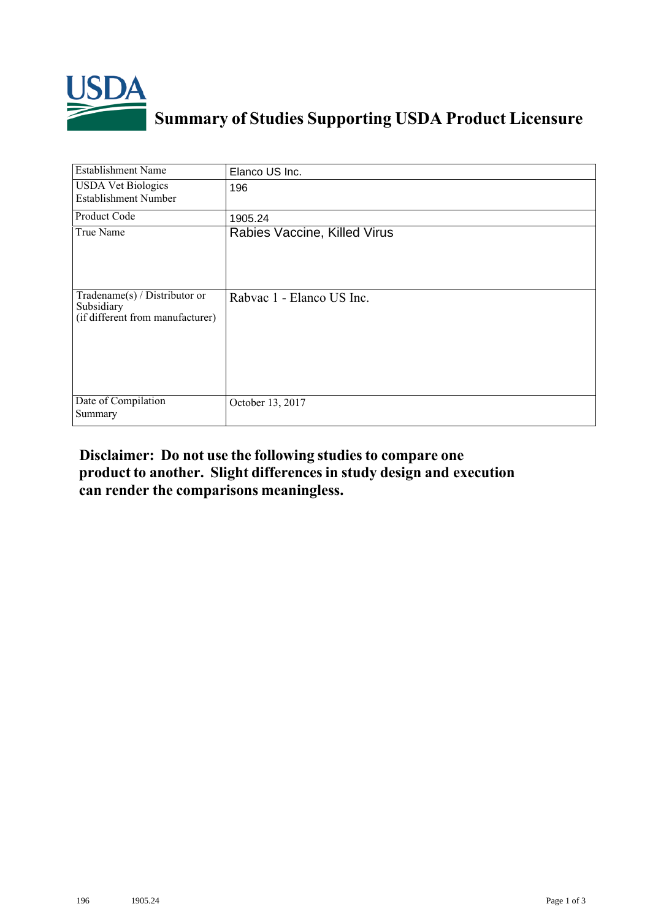# Summary of Studies Supporting USDA Product Licensure

| | |
|---|---|
| Establishment Name | Elanco US Inc. |
| USDA Vet Biologics Establishment Number | 196 |
| Product Code | 1905.24 |
| True Name | Rabies Vaccine, Killed Virus |
| Tradename(s) / Distributor or Subsidiary (if different from manufacturer) | Rabvac 1 - Elanco US Inc. |
| Date of Compilation Summary | October 13, 2017 |

**Disclaimer: Do not use the following studies to compare one product to another. Slight differences in study design and execution can render the comparisons meaningless.**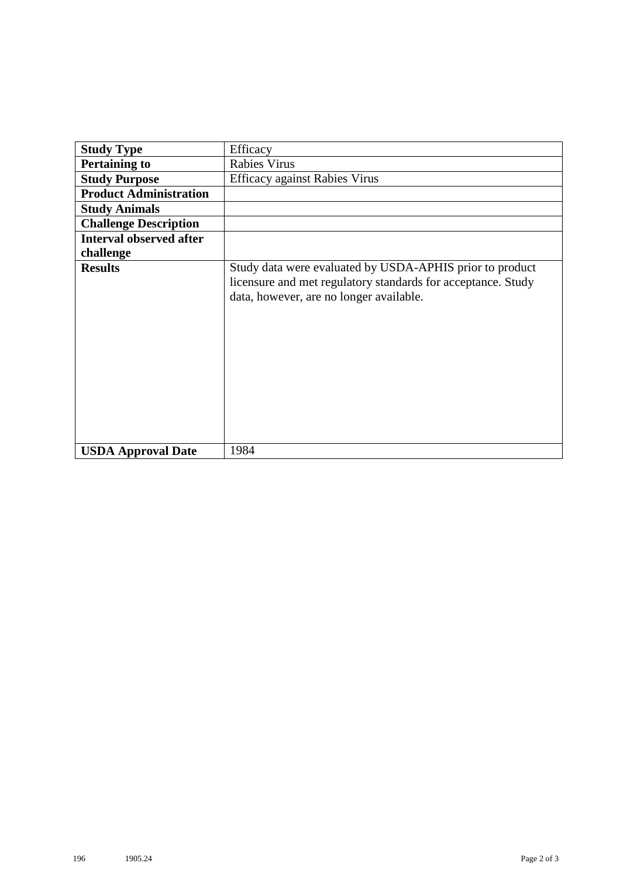| **Study Type** | Efficacy |
|---|---|
| **Pertaining to** | Rabies Virus |
| **Study Purpose** | Efficacy against Rabies Virus |
| **Product Administration** | |
| **Study Animals** | |
| **Challenge Description** | |
| **Interval observed after challenge** | |
| **Results** | Study data were evaluated by USDA-APHIS prior to product licensure and met regulatory standards for acceptance. Study data, however, are no longer available. |
| **USDA Approval Date** | 1984 |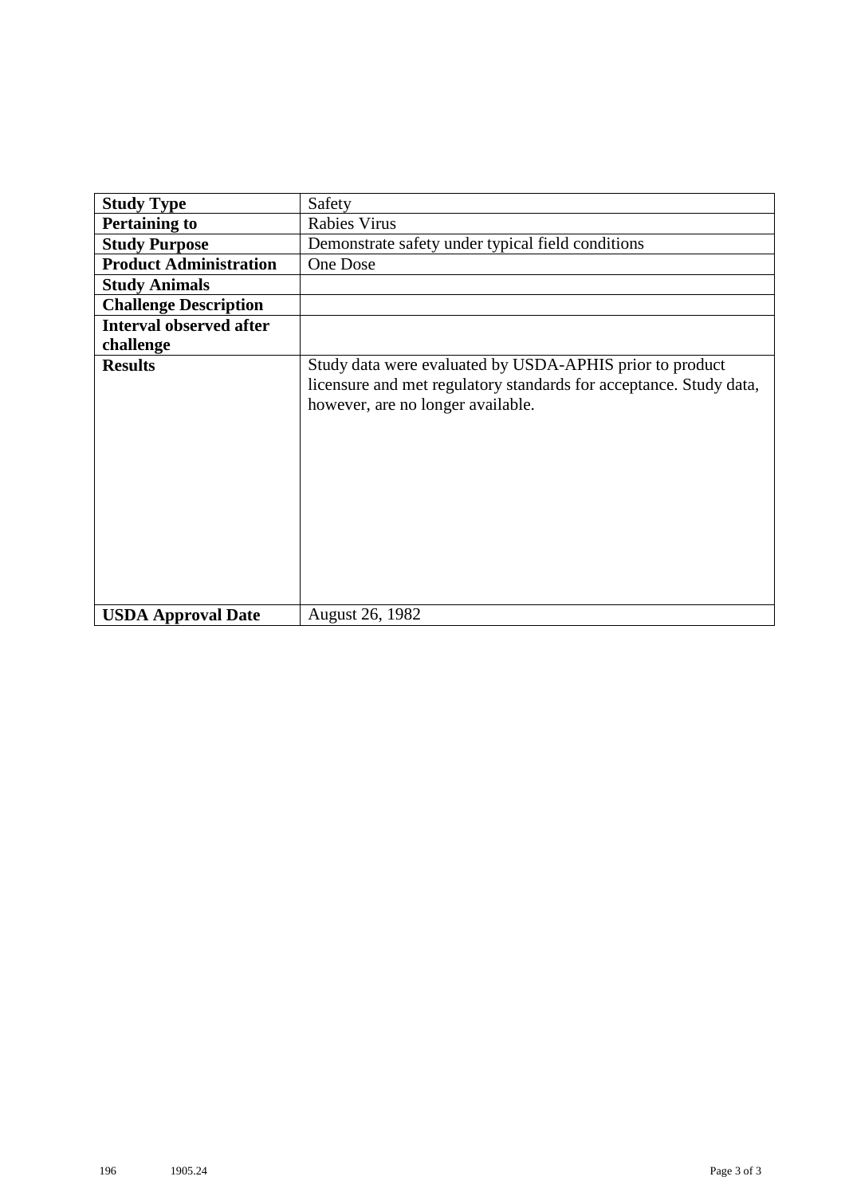| | |
|---|---|
| **Study Type** | Safety |
| **Pertaining to** | Rabies Virus |
| **Study Purpose** | Demonstrate safety under typical field conditions |
| **Product Administration** | One Dose |
| **Study Animals** | |
| **Challenge Description** | |
| **Interval observed after challenge** | |
| **Results** | Study data were evaluated by USDA-APHIS prior to product licensure and met regulatory standards for acceptance. Study data, however, are no longer available. |
| **USDA Approval Date** | August 26, 1982 |